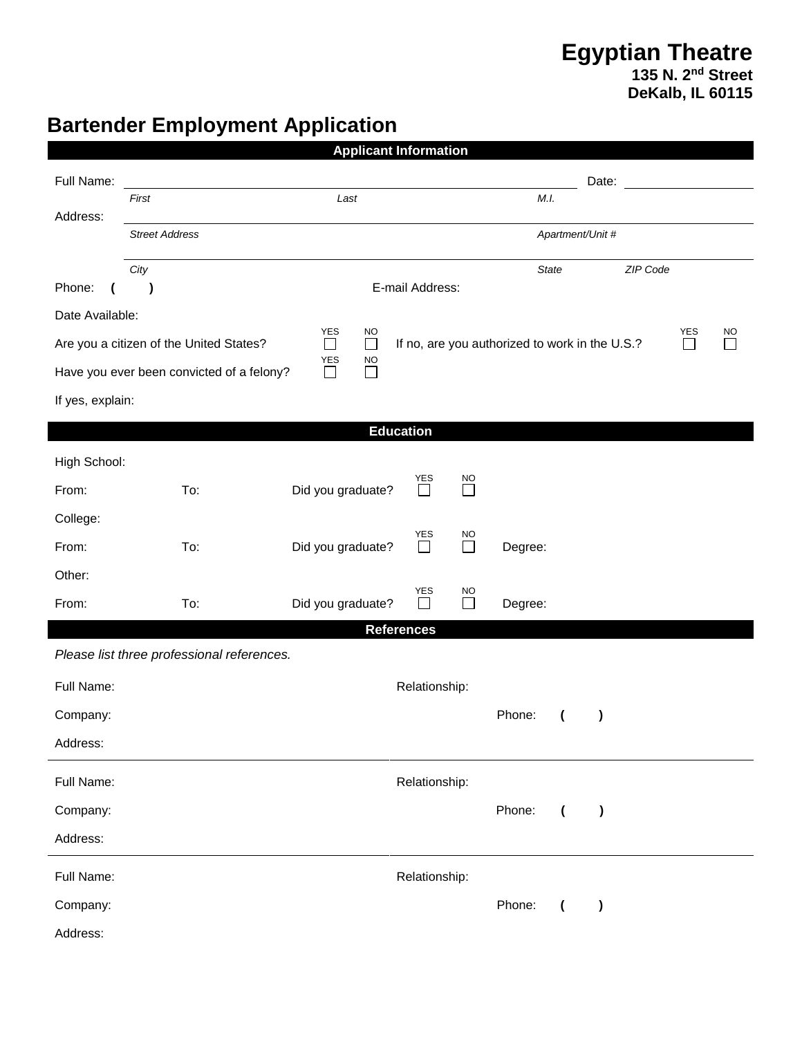**Egyptian Theatre**
**135 N. 2nd Street**
**DeKalb, IL 60115**

# Bartender Employment Application

## Applicant Information

Full Name: ______________________________ Date: ____________

*First* *Last* *M.I.*

Address: ______________________________

*Street Address* *Apartment/Unit #*

______________________________

*City* *State* *ZIP Code*

Phone: ( ) E-mail Address:

Date Available:

Are you a citizen of the United States? YES ☐ NO ☐ If no, are you authorized to work in the U.S.? YES ☐ NO ☐

Have you ever been convicted of a felony? YES ☐ NO ☐

If yes, explain:

## Education

High School:

From: To: Did you graduate? YES ☐ NO ☐

College:

From: To: Did you graduate? YES ☐ NO ☐ Degree:

Other:

From: To: Did you graduate? YES ☐ NO ☐ Degree:

## References

*Please list three professional references.*

Full Name: Relationship:

Company: Phone: ( )

Address:

---

Full Name: Relationship:

Company: Phone: ( )

Address:

---

Full Name: Relationship:

Company: Phone: ( )

Address: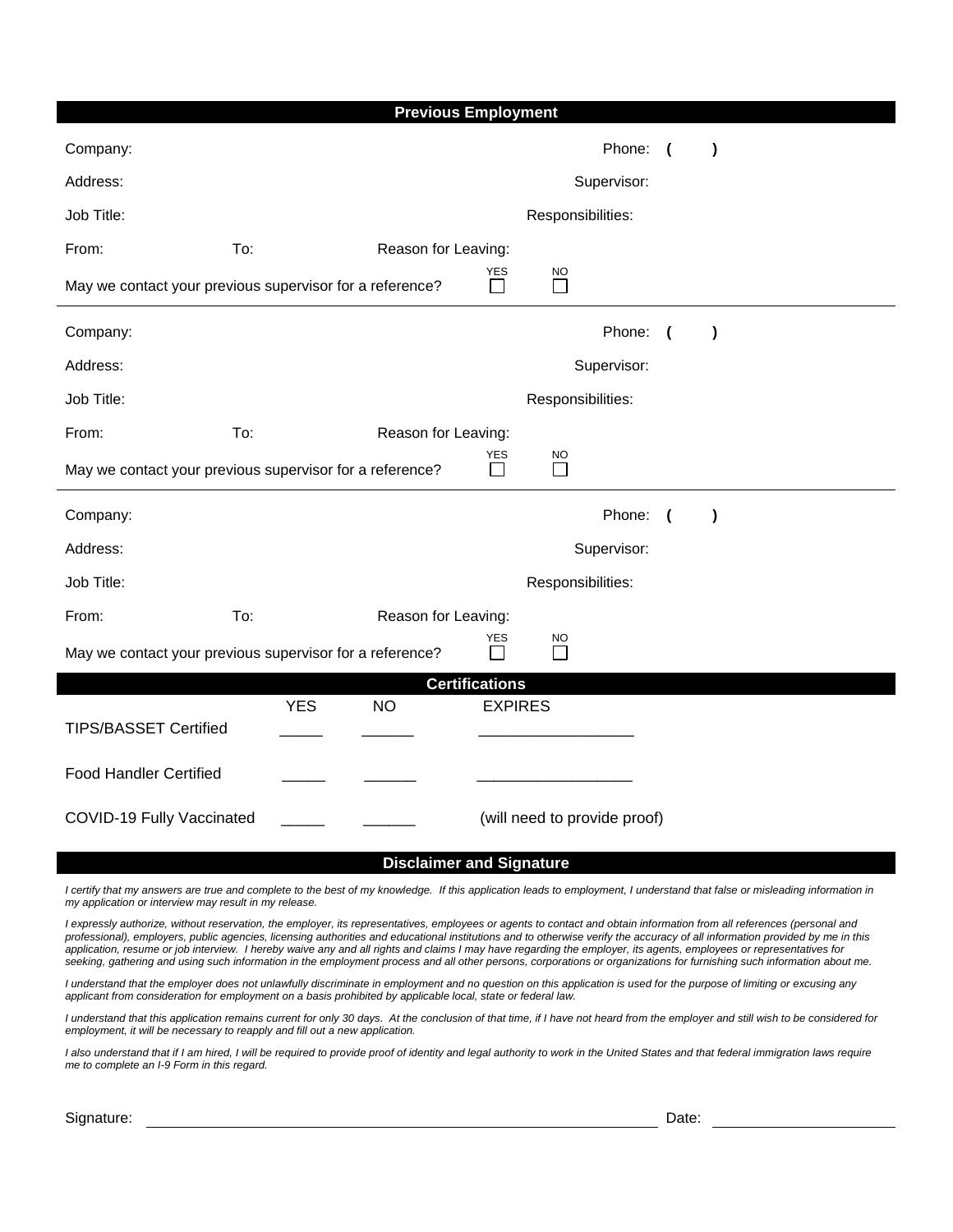## Previous Employment

Company: Phone: ( )

Address: Supervisor:

Job Title: Responsibilities:

From: To: Reason for Leaving:

May we contact your previous supervisor for a reference? YES ☐ NO ☐

---

Company: Phone: ( )

Address: Supervisor:

Job Title: Responsibilities:

From: To: Reason for Leaving:

May we contact your previous supervisor for a reference? YES ☐ NO ☐

---

Company: Phone: ( )

Address: Supervisor:

Job Title: Responsibilities:

From: To: Reason for Leaving:

May we contact your previous supervisor for a reference? YES ☐ NO ☐

## Certifications

| | YES | NO | EXPIRES |
|---|---|---|---|
| TIPS/BASSET Certified | _____ | ______ | __________________ |
| Food Handler Certified | _____ | ______ | __________________ |
| COVID-19 Fully Vaccinated | _____ | ______ | (will need to provide proof) |

## Disclaimer and Signature

*I certify that my answers are true and complete to the best of my knowledge. If this application leads to employment, I understand that false or misleading information in my application or interview may result in my release.*

*I expressly authorize, without reservation, the employer, its representatives, employees or agents to contact and obtain information from all references (personal and professional), employers, public agencies, licensing authorities and educational institutions and to otherwise verify the accuracy of all information provided by me in this application, resume or job interview. I hereby waive any and all rights and claims I may have regarding the employer, its agents, employees or representatives for seeking, gathering and using such information in the employment process and all other persons, corporations or organizations for furnishing such information about me.*

*I understand that the employer does not unlawfully discriminate in employment and no question on this application is used for the purpose of limiting or excusing any applicant from consideration for employment on a basis prohibited by applicable local, state or federal law.*

*I understand that this application remains current for only 30 days. At the conclusion of that time, if I have not heard from the employer and still wish to be considered for employment, it will be necessary to reapply and fill out a new application.*

*I also understand that if I am hired, I will be required to provide proof of identity and legal authority to work in the United States and that federal immigration laws require me to complete an I-9 Form in this regard.*

Signature: ______________________________ Date: ______________